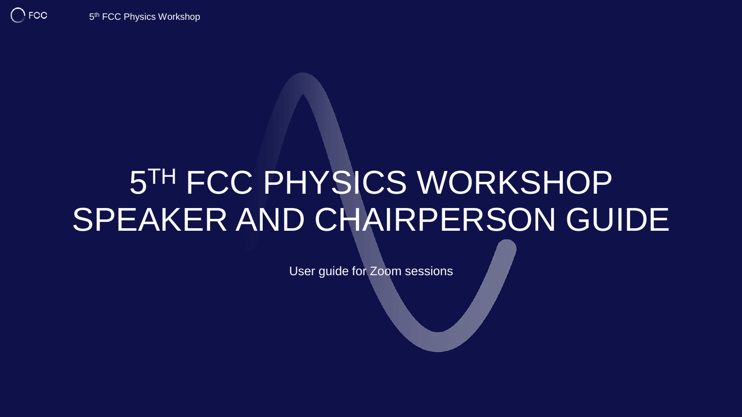# 5TH FCC PHYSICS WORKSHOP SPEAKER AND CHAIRPERSON GUIDE

User guide for Zoom sessions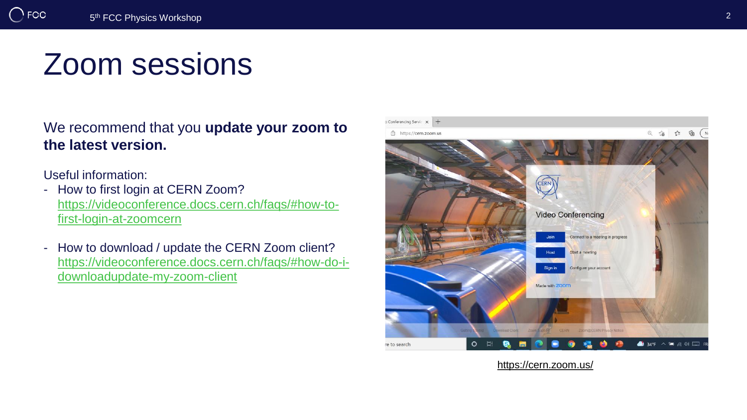# Zoom sessions

We recommend that you **update your zoom to the latest version.**

Useful information:

- How to first login at CERN Zoom? https://videoconference.docs.cern.ch/faqs/#how-to-first-login-at-zoomcern
- How to download / update the CERN Zoom client? https://videoconference.docs.cern.ch/faqs/#how-do-i-downloadupdate-my-zoom-client

https://cern.zoom.us/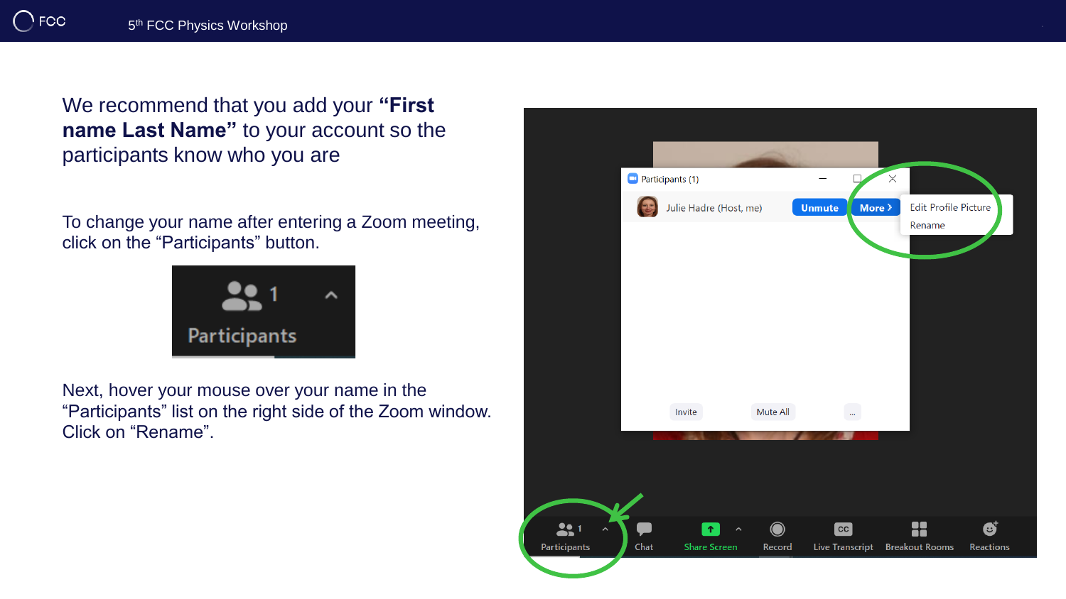We recommend that you add your **“First name Last Name”** to your account so the participants know who you are

To change your name after entering a Zoom meeting, click on the “Participants” button.

Next, hover your mouse over your name in the “Participants” list on the right side of the Zoom window. Click on “Rename”.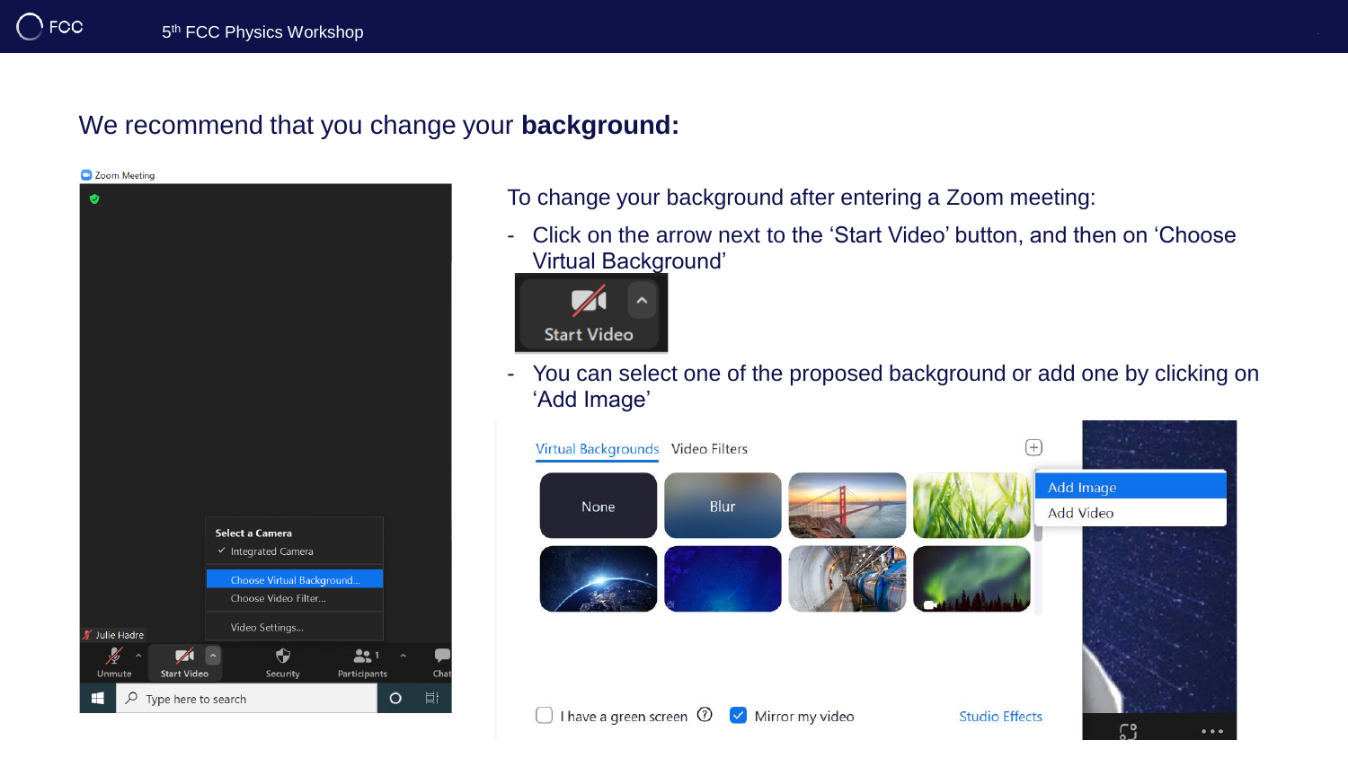We recommend that you change your **background:**

To change your background after entering a Zoom meeting:

- Click on the arrow next to the 'Start Video' button, and then on 'Choose Virtual Background'
- You can select one of the proposed background or add one by clicking on 'Add Image'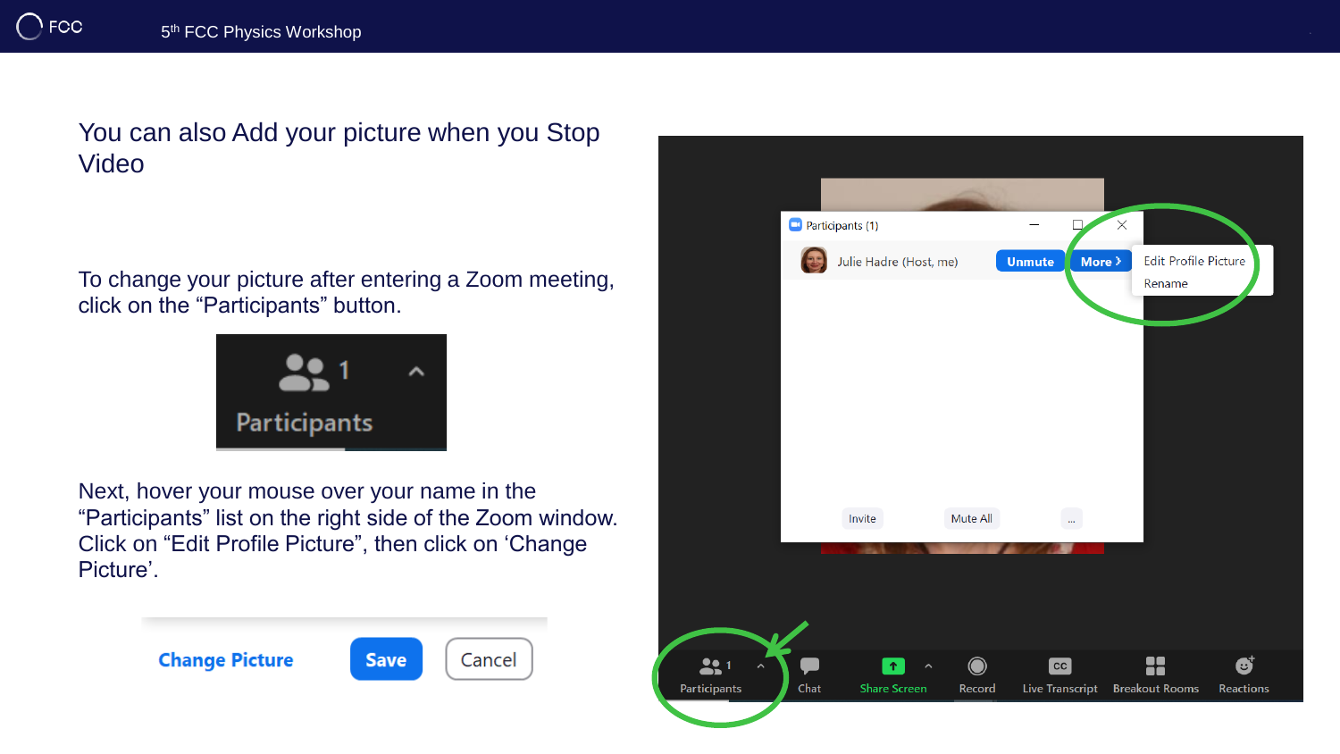## You can also Add your picture when you Stop Video

To change your picture after entering a Zoom meeting, click on the “Participants” button.

Next, hover your mouse over your name in the “Participants” list on the right side of the Zoom window. Click on “Edit Profile Picture”, then click on ‘Change Picture’.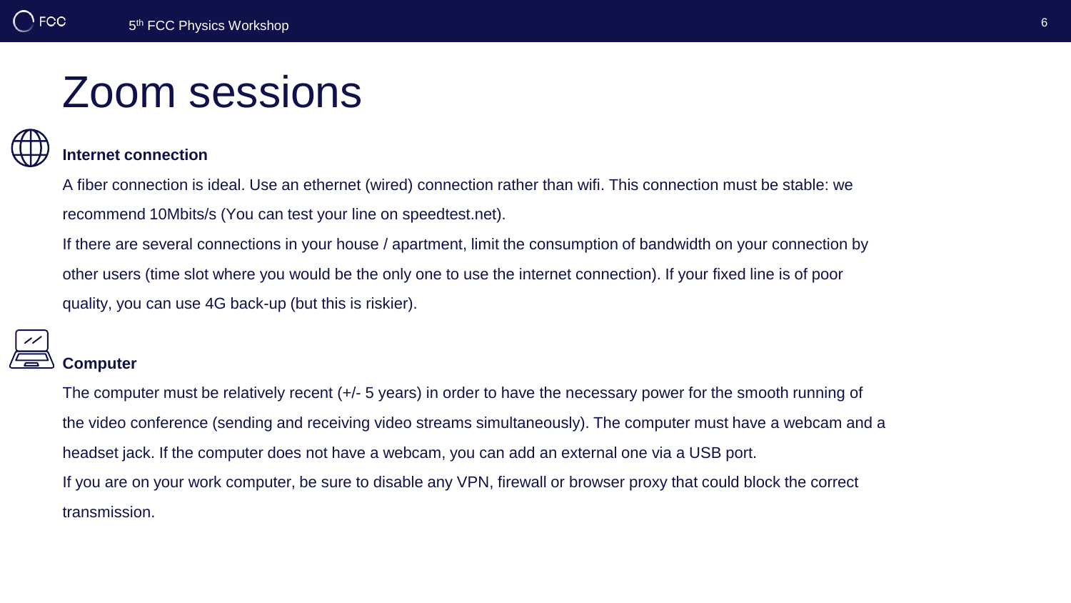# Zoom sessions

### Internet connection

A fiber connection is ideal. Use an ethernet (wired) connection rather than wifi. This connection must be stable: we recommend 10Mbits/s (You can test your line on speedtest.net).

If there are several connections in your house / apartment, limit the consumption of bandwidth on your connection by other users (time slot where you would be the only one to use the internet connection). If your fixed line is of poor quality, you can use 4G back-up (but this is riskier).

### Computer

The computer must be relatively recent (+/- 5 years) in order to have the necessary power for the smooth running of the video conference (sending and receiving video streams simultaneously). The computer must have a webcam and a headset jack. If the computer does not have a webcam, you can add an external one via a USB port.

If you are on your work computer, be sure to disable any VPN, firewall or browser proxy that could block the correct transmission.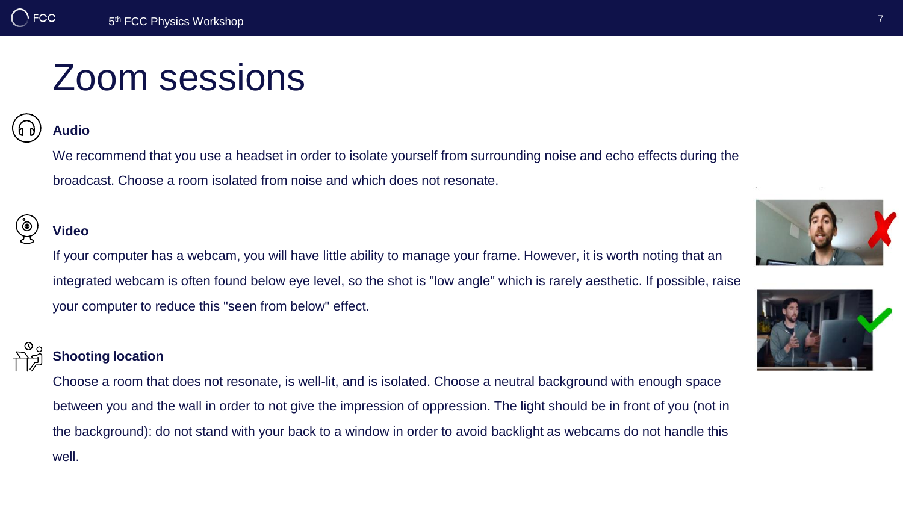# Zoom sessions

### Audio

We recommend that you use a headset in order to isolate yourself from surrounding noise and echo effects during the broadcast. Choose a room isolated from noise and which does not resonate.

### Video

If your computer has a webcam, you will have little ability to manage your frame. However, it is worth noting that an integrated webcam is often found below eye level, so the shot is "low angle" which is rarely aesthetic. If possible, raise your computer to reduce this "seen from below" effect.

### Shooting location

Choose a room that does not resonate, is well-lit, and is isolated. Choose a neutral background with enough space between you and the wall in order to not give the impression of oppression. The light should be in front of you (not in the background): do not stand with your back to a window in order to avoid backlight as webcams do not handle this well.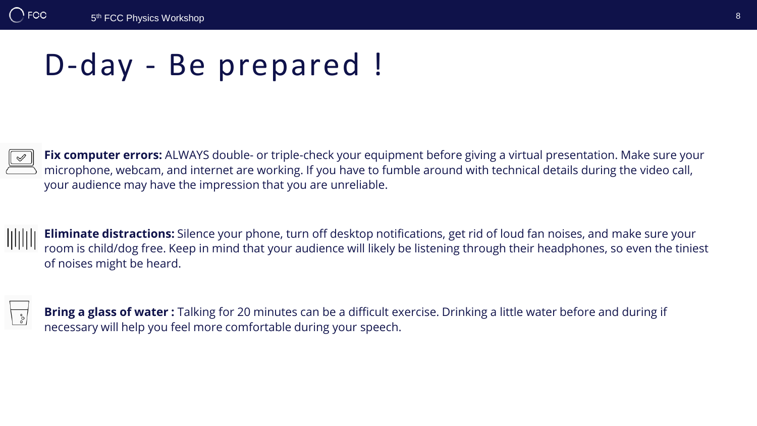# D-day - Be prepared !

**Fix computer errors:** ALWAYS double- or triple-check your equipment before giving a virtual presentation. Make sure your microphone, webcam, and internet are working. If you have to fumble around with technical details during the video call, your audience may have the impression that you are unreliable.

**Eliminate distractions:** Silence your phone, turn off desktop notifications, get rid of loud fan noises, and make sure your room is child/dog free. Keep in mind that your audience will likely be listening through their headphones, so even the tiniest of noises might be heard.

**Bring a glass of water :** Talking for 20 minutes can be a difficult exercise. Drinking a little water before and during if necessary will help you feel more comfortable during your speech.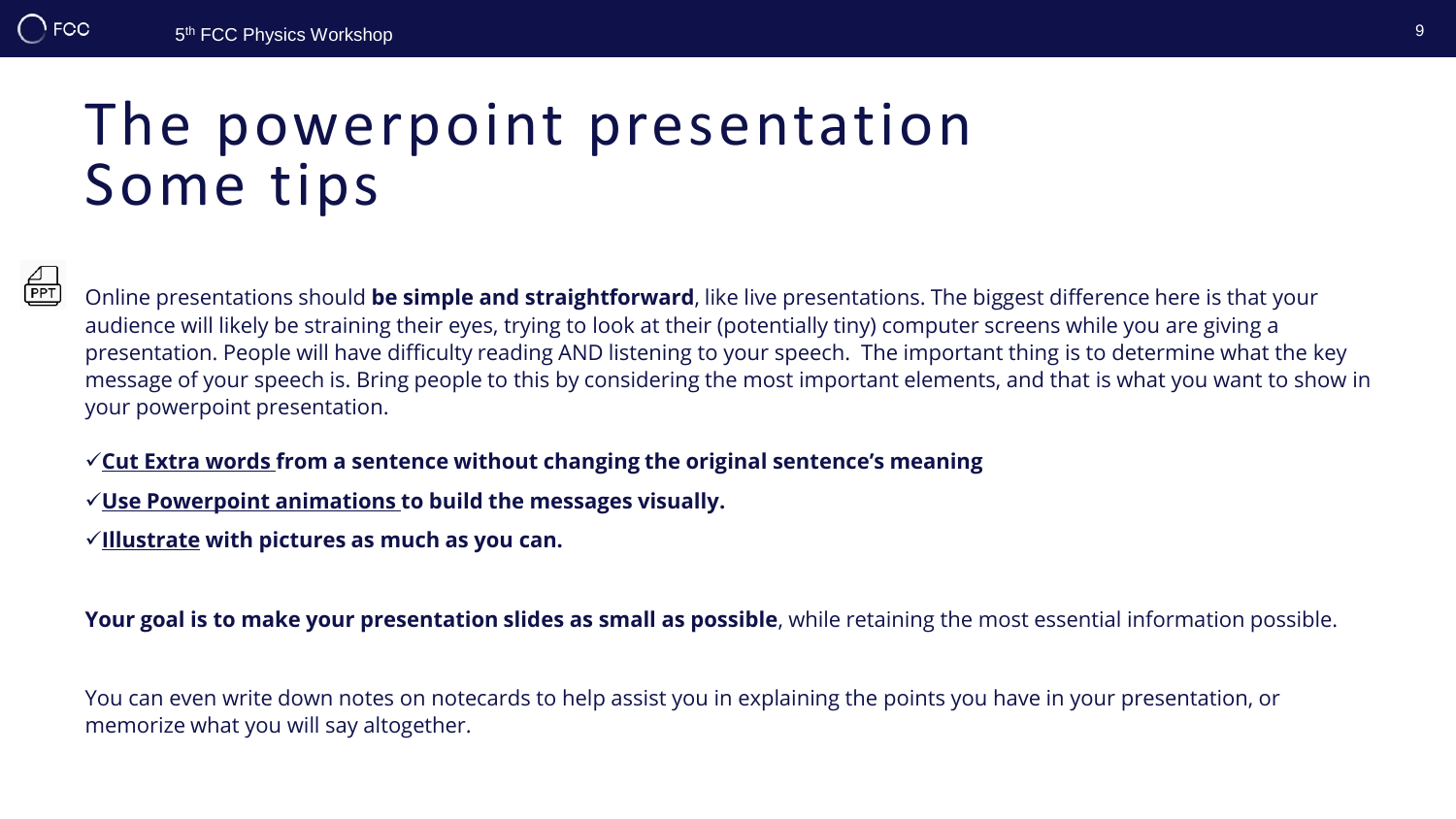# The powerpoint presentation
# Some tips

Online presentations should **be simple and straightforward**, like live presentations. The biggest difference here is that your audience will likely be straining their eyes, trying to look at their (potentially tiny) computer screens while you are giving a presentation. People will have difficulty reading AND listening to your speech. The important thing is to determine what the key message of your speech is. Bring people to this by considering the most important elements, and that is what you want to show in your powerpoint presentation.

✓**Cut Extra words from a sentence without changing the original sentence's meaning**

✓**Use Powerpoint animations to build the messages visually.**

✓**Illustrate with pictures as much as you can.**

**Your goal is to make your presentation slides as small as possible**, while retaining the most essential information possible.

You can even write down notes on notecards to help assist you in explaining the points you have in your presentation, or memorize what you will say altogether.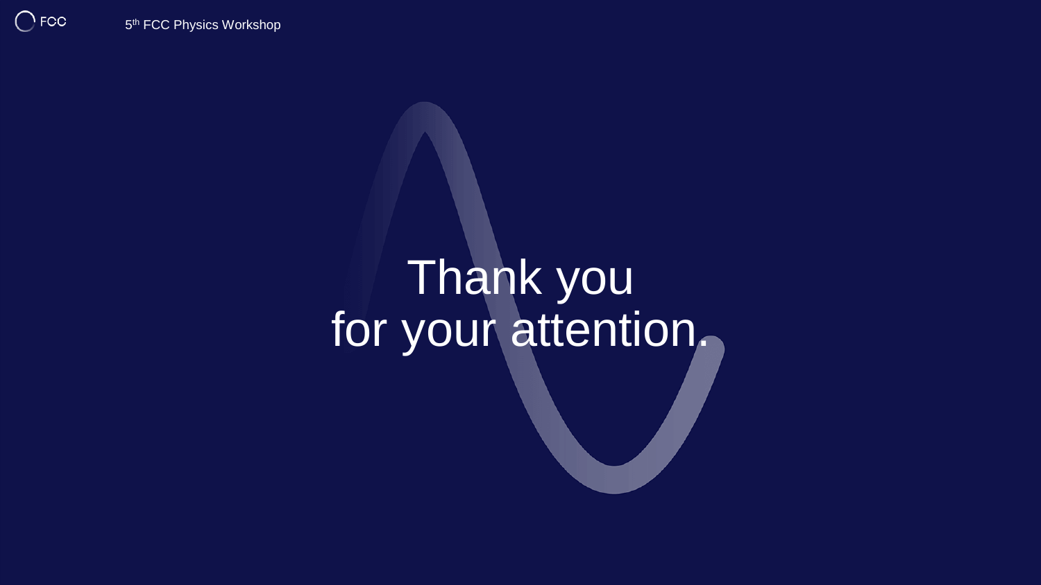# Thank you for your attention.